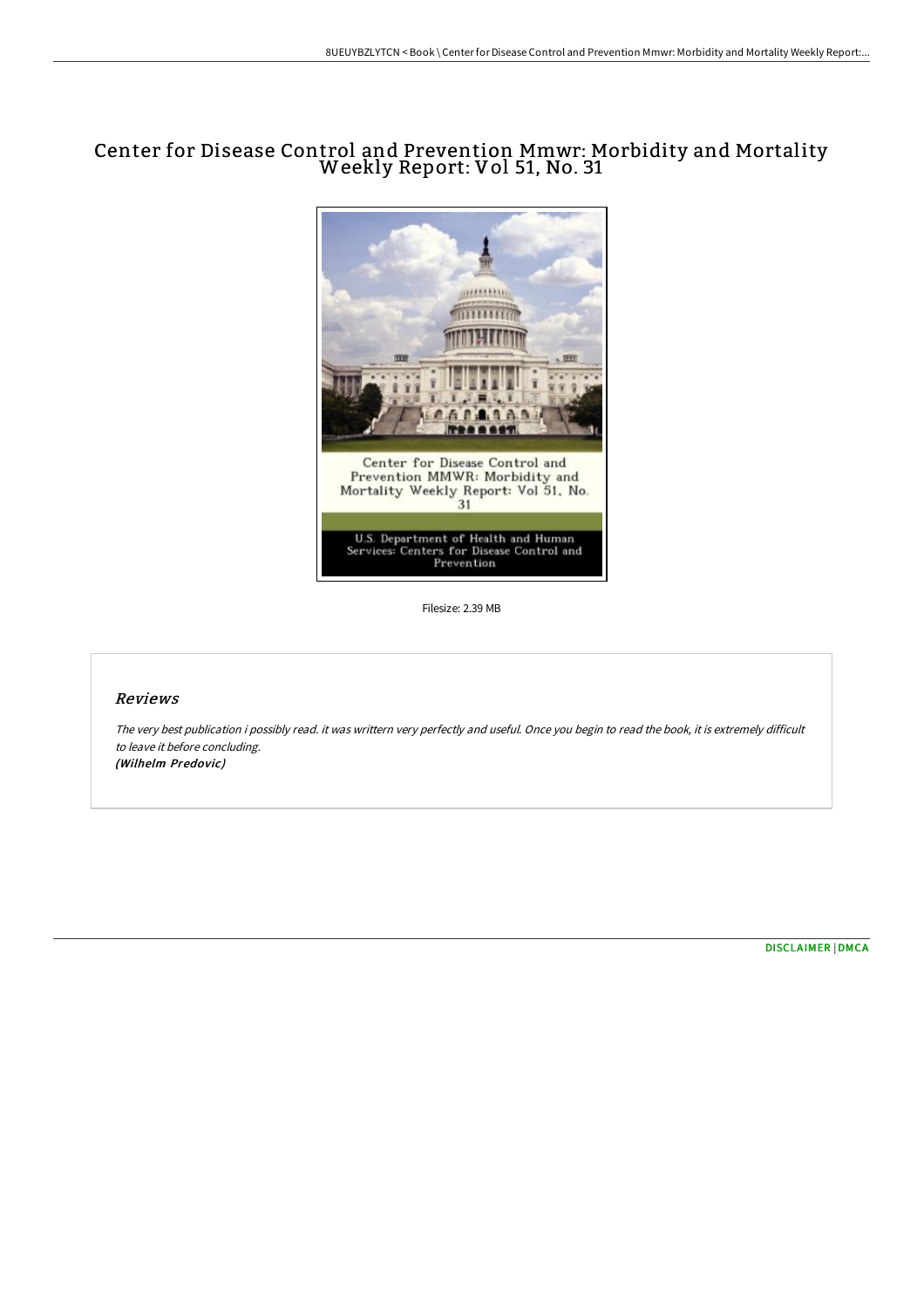# Center for Disease Control and Prevention Mmwr: Morbidity and Mortality Weekly Report: Vol 51, No. 31

Center for Disease Control and Prevention MMWR: Morbidity and Mortality Weekly Report: Vol 51, No. 31

U.S. Department of Health and Human Services: Centers for Disease Control and Prevention

Filesize: 2.39 MB

## *Reviews*

*The very best publication i possibly read. it was writtern very perfectly and useful. Once you begin to read the book, it is extremely difficult to leave it before concluding.*
***(Wilhelm Predovic)***

**DISCLAIMER | DMCA**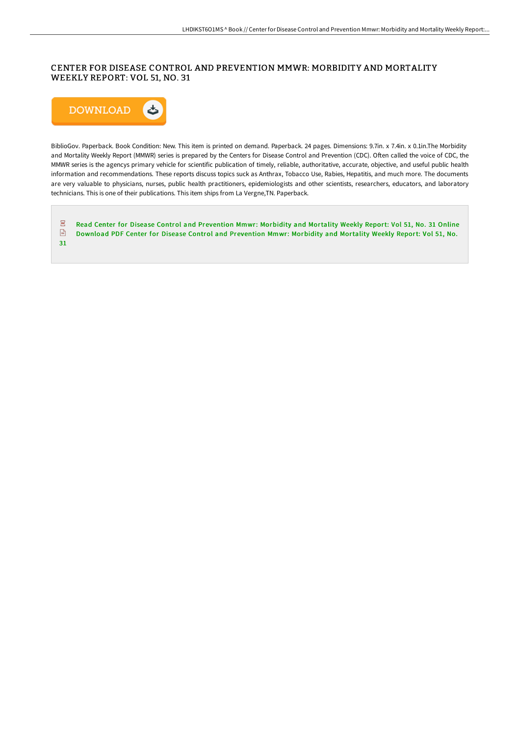# CENTER FOR DISEASE CONTROL AND PREVENTION MMWR: MORBIDITY AND MORTALITY WEEKLY REPORT: VOL 51, NO. 31

DOWNLOAD

BiblioGov. Paperback. Book Condition: New. This item is printed on demand. Paperback. 24 pages. Dimensions: 9.7in. x 7.4in. x 0.1in.The Morbidity and Mortality Weekly Report (MMWR) series is prepared by the Centers for Disease Control and Prevention (CDC). Often called the voice of CDC, the MMWR series is the agencys primary vehicle for scientific publication of timely, reliable, authoritative, accurate, objective, and useful public health information and recommendations. These reports discuss topics suck as Anthrax, Tobacco Use, Rabies, Hepatitis, and much more. The documents are very valuable to physicians, nurses, public health practitioners, epidemiologists and other scientists, researchers, educators, and laboratory technicians. This is one of their publications. This item ships from La Vergne,TN. Paperback.

Read Center for Disease Control and Prevention Mmwr: Morbidity and Mortality Weekly Report: Vol 51, No. 31 Online

Download PDF Center for Disease Control and Prevention Mmwr: Morbidity and Mortality Weekly Report: Vol 51, No. 31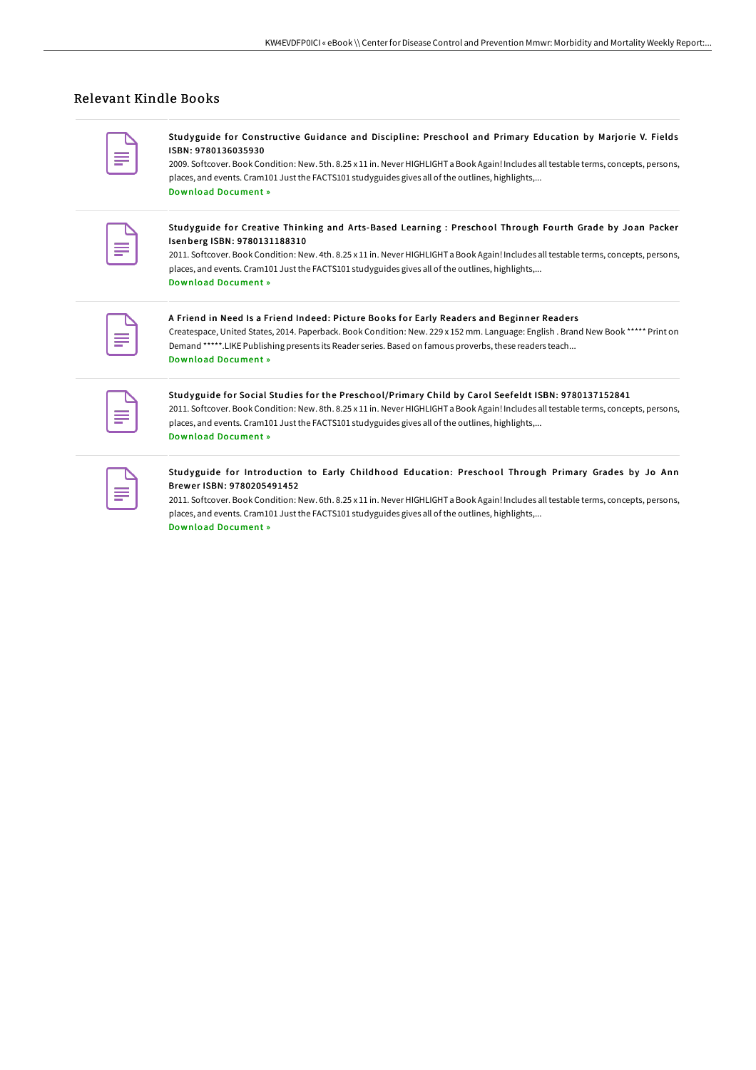## Relevant Kindle Books

**Studyguide for Constructive Guidance and Discipline: Preschool and Primary Education by Marjorie V. Fields ISBN: 9780136035930**

2009. Softcover. Book Condition: New. 5th. 8.25 x 11 in. Never HIGHLIGHT a Book Again! Includes all testable terms, concepts, persons, places, and events. Cram101 Just the FACTS101 studyguides gives all of the outlines, highlights,...

Download Document »

**Studyguide for Creative Thinking and Arts-Based Learning : Preschool Through Fourth Grade by Joan Packer Isenberg ISBN: 9780131188310**

2011. Softcover. Book Condition: New. 4th. 8.25 x 11 in. Never HIGHLIGHT a Book Again! Includes all testable terms, concepts, persons, places, and events. Cram101 Just the FACTS101 studyguides gives all of the outlines, highlights,...

Download Document »

**A Friend in Need Is a Friend Indeed: Picture Books for Early Readers and Beginner Readers**

Createspace, United States, 2014. Paperback. Book Condition: New. 229 x 152 mm. Language: English . Brand New Book ***** Print on Demand *****.LIKE Publishing presents its Reader series. Based on famous proverbs, these readers teach...

Download Document »

**Studyguide for Social Studies for the Preschool/Primary Child by Carol Seefeldt ISBN: 9780137152841**

2011. Softcover. Book Condition: New. 8th. 8.25 x 11 in. Never HIGHLIGHT a Book Again! Includes all testable terms, concepts, persons, places, and events. Cram101 Just the FACTS101 studyguides gives all of the outlines, highlights,...

Download Document »

**Studyguide for Introduction to Early Childhood Education: Preschool Through Primary Grades by Jo Ann Brewer ISBN: 9780205491452**

2011. Softcover. Book Condition: New. 6th. 8.25 x 11 in. Never HIGHLIGHT a Book Again! Includes all testable terms, concepts, persons, places, and events. Cram101 Just the FACTS101 studyguides gives all of the outlines, highlights,...

Download Document »